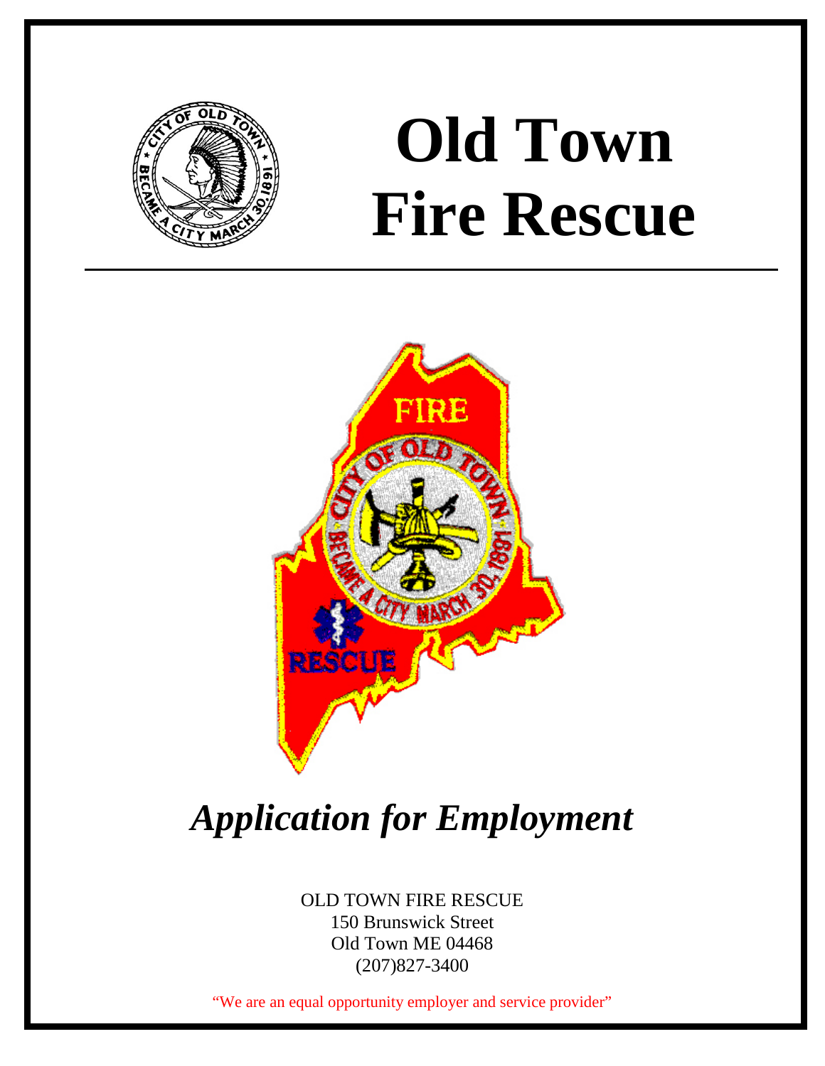# Old Town Fire Rescue

## *Application for Employment*

OLD TOWN FIRE RESCUE
150 Brunswick Street
Old Town ME 04468
(207)827-3400

"We are an equal opportunity employer and service provider"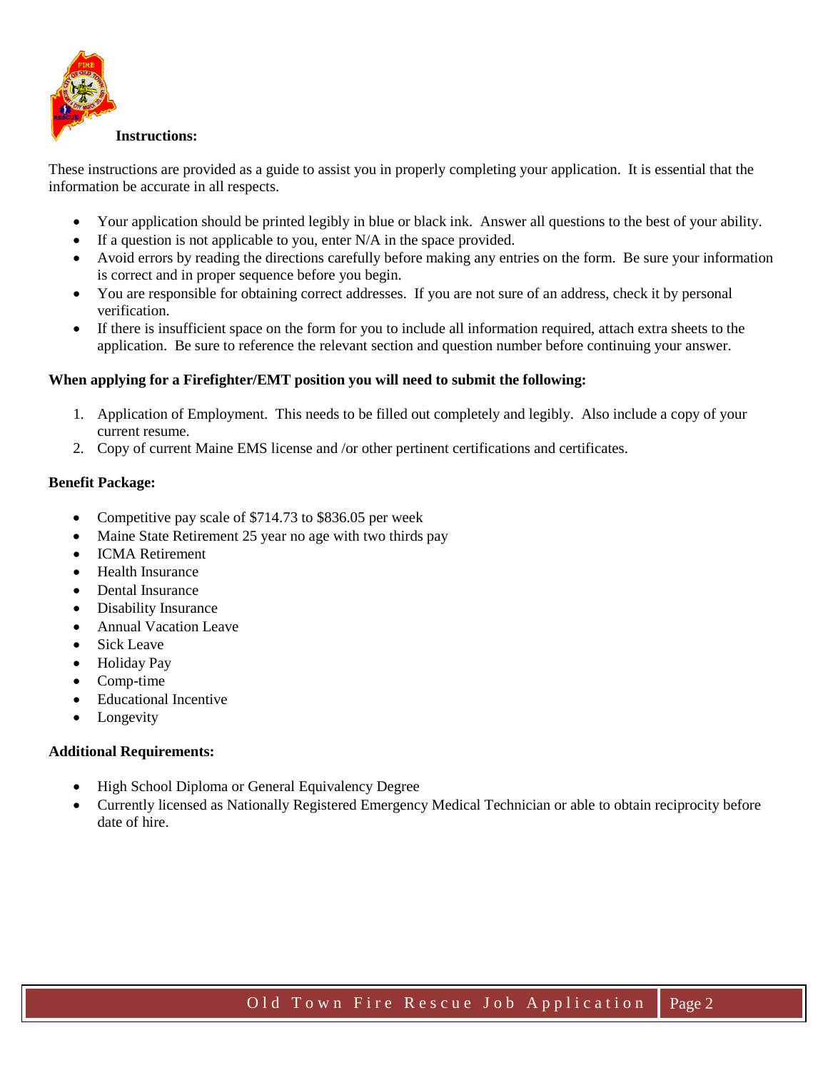## Instructions:

These instructions are provided as a guide to assist you in properly completing your application. It is essential that the information be accurate in all respects.

- Your application should be printed legibly in blue or black ink. Answer all questions to the best of your ability.
- If a question is not applicable to you, enter N/A in the space provided.
- Avoid errors by reading the directions carefully before making any entries on the form. Be sure your information is correct and in proper sequence before you begin.
- You are responsible for obtaining correct addresses. If you are not sure of an address, check it by personal verification.
- If there is insufficient space on the form for you to include all information required, attach extra sheets to the application. Be sure to reference the relevant section and question number before continuing your answer.

**When applying for a Firefighter/EMT position you will need to submit the following:**

1. Application of Employment. This needs to be filled out completely and legibly. Also include a copy of your current resume.
2. Copy of current Maine EMS license and /or other pertinent certifications and certificates.

**Benefit Package:**

- Competitive pay scale of $714.73 to $836.05 per week
- Maine State Retirement 25 year no age with two thirds pay
- ICMA Retirement
- Health Insurance
- Dental Insurance
- Disability Insurance
- Annual Vacation Leave
- Sick Leave
- Holiday Pay
- Comp-time
- Educational Incentive
- Longevity

**Additional Requirements:**

- High School Diploma or General Equivalency Degree
- Currently licensed as Nationally Registered Emergency Medical Technician or able to obtain reciprocity before date of hire.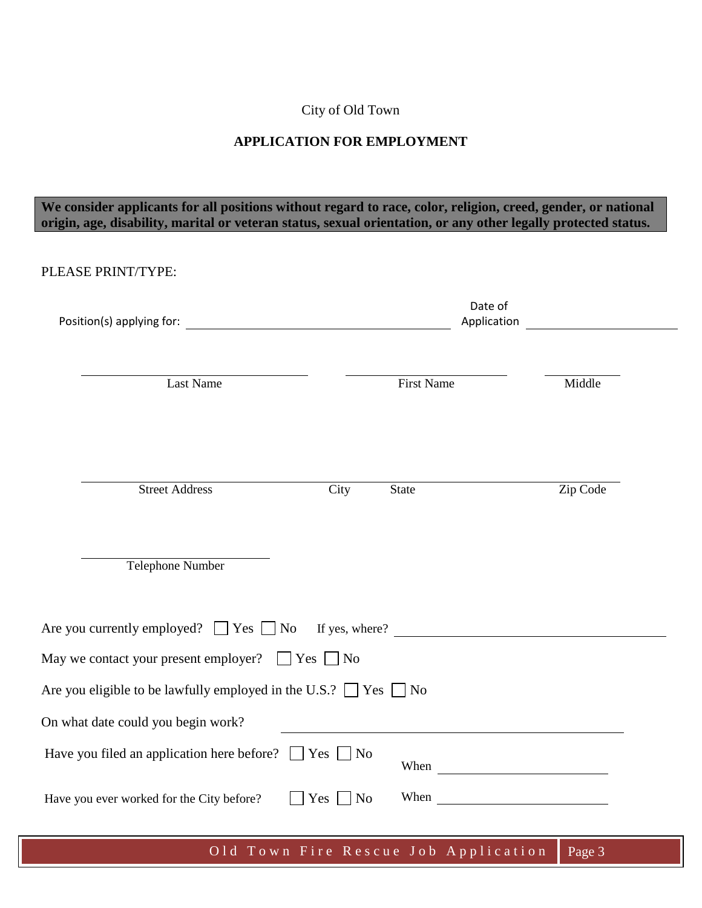City of Old Town

**APPLICATION FOR EMPLOYMENT**

**We consider applicants for all positions without regard to race, color, religion, creed, gender, or national origin, age, disability, marital or veteran status, sexual orientation, or any other legally protected status.**

PLEASE PRINT/TYPE:

Position(s) applying for: ______________________ Date of Application ______________________

______________________ ______________________ ______________________
Last Name First Name Middle

______________________________________________________________________
Street Address City State Zip Code

______________________
Telephone Number

Are you currently employed? ☐ Yes ☐ No If yes, where? ______________________

May we contact your present employer? ☐ Yes ☐ No

Are you eligible to be lawfully employed in the U.S.? ☐ Yes ☐ No

On what date could you begin work? ______________________

Have you filed an application here before? ☐ Yes ☐ No When ______________________

Have you ever worked for the City before? ☐ Yes ☐ No When ______________________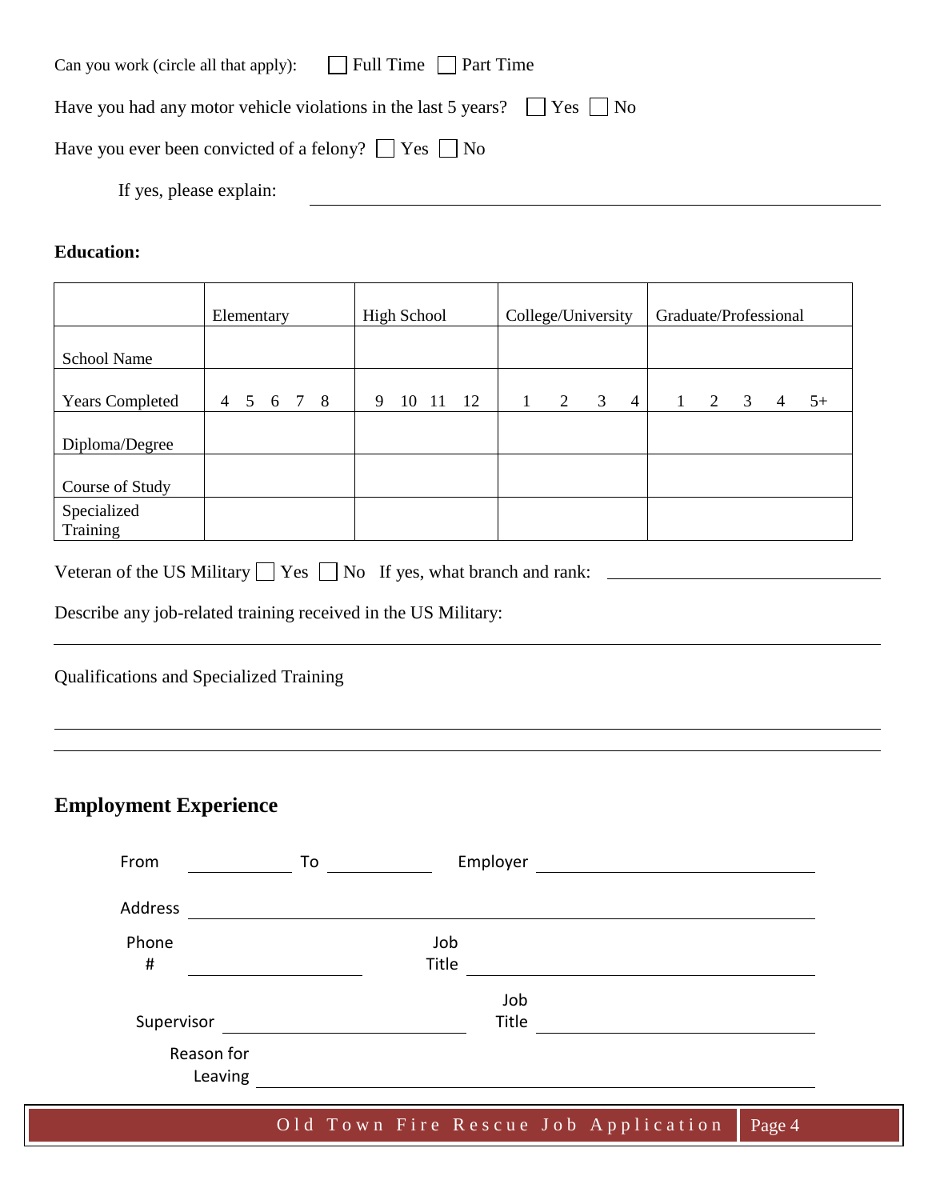Can you work (circle all that apply): ☐ Full Time ☐ Part Time

Have you had any motor vehicle violations in the last 5 years? ☐ Yes ☐ No

Have you ever been convicted of a felony? ☐ Yes ☐ No

If yes, please explain: ______________________________

**Education:**

| | Elementary | High School | College/University | Graduate/Professional |
|---|---|---|---|---|
| School Name | | | | |
| Years Completed | 4 5 6 7 8 | 9 10 11 12 | 1 2 3 4 | 1 2 3 4 5+ |
| Diploma/Degree | | | | |
| Course of Study | | | | |
| Specialized Training | | | | |

Veteran of the US Military ☐ Yes ☐ No If yes, what branch and rank: ______________________________

Describe any job-related training received in the US Military:

______________________________

Qualifications and Specialized Training

______________________________

______________________________

## Employment Experience

From ____________ To ____________ Employer ______________________________

Address ______________________________

Phone # ______________________________ Job Title ______________________________

Supervisor ______________________________ Job Title ______________________________

Reason for Leaving ______________________________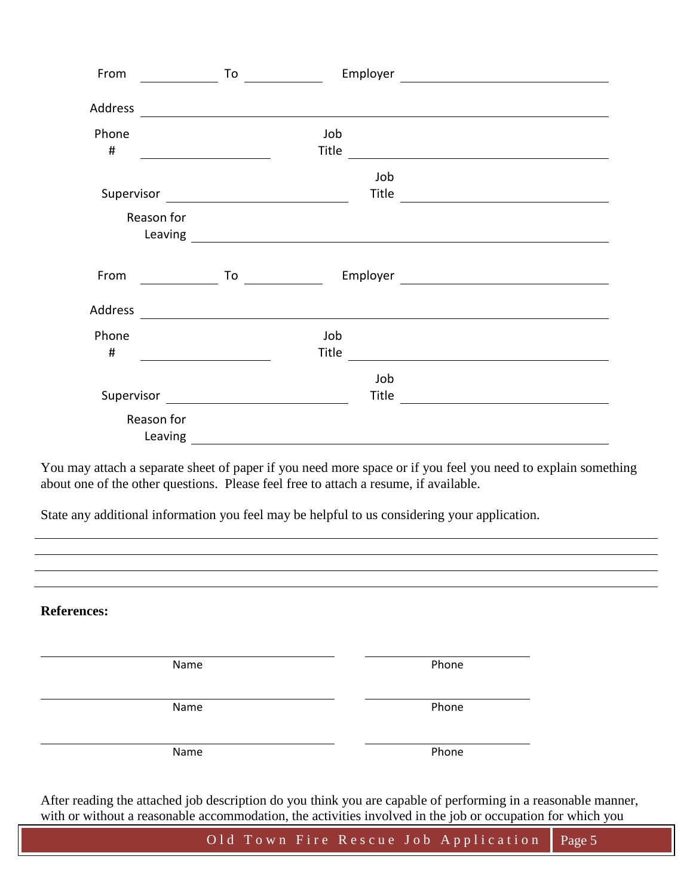From ____________ To ____________ Employer ______________________________

Address ______________________________________________________________

Phone # ____________________ Job Title ______________________________

Supervisor ____________________ Job Title ______________________________

Reason for Leaving ______________________________________________________

From ____________ To ____________ Employer ______________________________

Address ______________________________________________________________

Phone # ____________________ Job Title ______________________________

Supervisor ____________________ Job Title ______________________________

Reason for Leaving ______________________________________________________

You may attach a separate sheet of paper if you need more space or if you feel you need to explain something about one of the other questions. Please feel free to attach a resume, if available.

State any additional information you feel may be helpful to us considering your application.

______________________________________________________________________________

______________________________________________________________________________

______________________________________________________________________________

______________________________________________________________________________

**References:**

| Name | Phone |
|---|---|
| ______________________________ | ____________________ |
| ______________________________ | ____________________ |
| ______________________________ | ____________________ |

After reading the attached job description do you think you are capable of performing in a reasonable manner, with or without a reasonable accommodation, the activities involved in the job or occupation for which you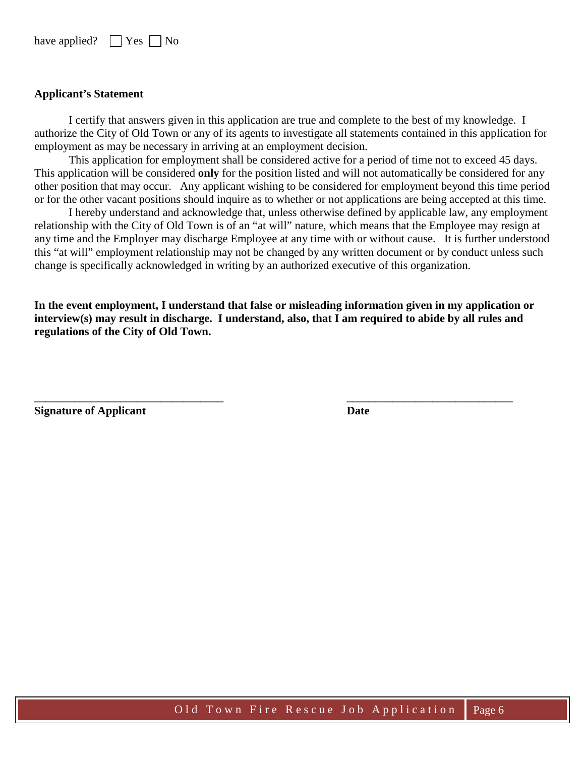have applied? ☐ Yes ☐ No

**Applicant's Statement**

I certify that answers given in this application are true and complete to the best of my knowledge. I authorize the City of Old Town or any of its agents to investigate all statements contained in this application for employment as may be necessary in arriving at an employment decision.

This application for employment shall be considered active for a period of time not to exceed 45 days. This application will be considered **only** for the position listed and will not automatically be considered for any other position that may occur. Any applicant wishing to be considered for employment beyond this time period or for the other vacant positions should inquire as to whether or not applications are being accepted at this time.

I hereby understand and acknowledge that, unless otherwise defined by applicable law, any employment relationship with the City of Old Town is of an "at will" nature, which means that the Employee may resign at any time and the Employer may discharge Employee at any time with or without cause. It is further understood this "at will" employment relationship may not be changed by any written document or by conduct unless such change is specifically acknowledged in writing by an authorized executive of this organization.

**In the event employment, I understand that false or misleading information given in my application or interview(s) may result in discharge. I understand, also, that I am required to abide by all rules and regulations of the City of Old Town.**

\_\_\_\_\_\_\_\_\_\_\_\_\_\_\_\_\_\_\_\_\_\_\_\_\_\_\_\_\_\_\_\_\_\_ \_\_\_\_\_\_\_\_\_\_\_\_\_\_\_\_\_\_\_\_\_\_\_\_\_\_\_\_\_\_

**Signature of Applicant** **Date**